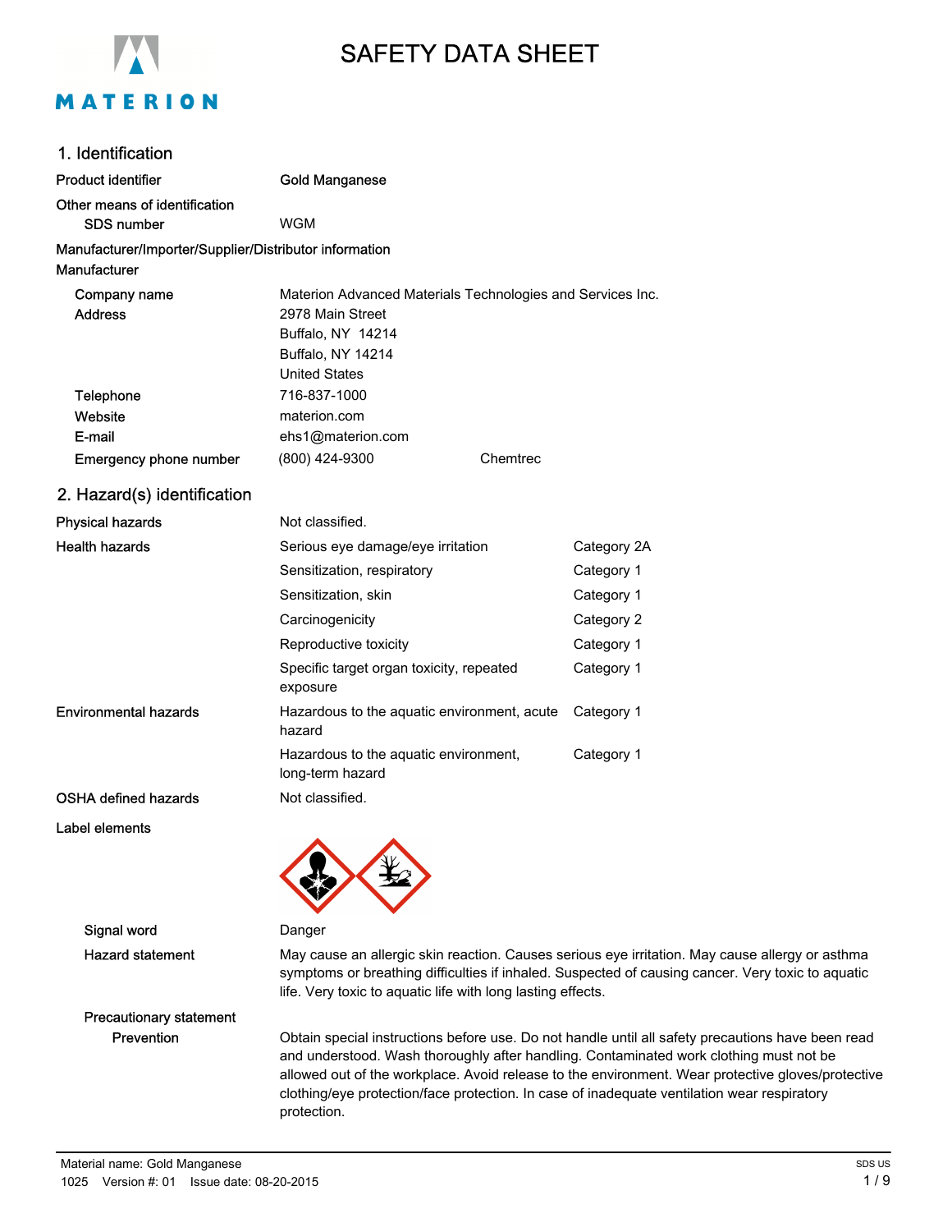# SAFETY DATA SHEET

## 1. Identification

| | |
|---|---|
| **Product identifier** | **Gold Manganese** |
| **Other means of identification** | |
| SDS number | WGM |

**Manufacturer/Importer/Supplier/Distributor information**

**Manufacturer**

| | | |
|---|---|---|
| Company name | Materion Advanced Materials Technologies and Services Inc. | |
| Address | 2978 Main Street<br>Buffalo, NY 14214<br>Buffalo, NY 14214<br>United States | |
| Telephone | 716-837-1000 | |
| Website | materion.com | |
| E-mail | ehs1@materion.com | |
| Emergency phone number | (800) 424-9300 | Chemtrec |

## 2. Hazard(s) identification

| | | |
|---|---|---|
| **Physical hazards** | Not classified. | |
| **Health hazards** | Serious eye damage/eye irritation | Category 2A |
| | Sensitization, respiratory | Category 1 |
| | Sensitization, skin | Category 1 |
| | Carcinogenicity | Category 2 |
| | Reproductive toxicity | Category 1 |
| | Specific target organ toxicity, repeated exposure | Category 1 |
| **Environmental hazards** | Hazardous to the aquatic environment, acute hazard | Category 1 |
| | Hazardous to the aquatic environment, long-term hazard | Category 1 |
| **OSHA defined hazards** | Not classified. | |

**Label elements**

**Signal word** Danger

**Hazard statement** May cause an allergic skin reaction. Causes serious eye irritation. May cause allergy or asthma symptoms or breathing difficulties if inhaled. Suspected of causing cancer. Very toxic to aquatic life. Very toxic to aquatic life with long lasting effects.

**Precautionary statement**

**Prevention** Obtain special instructions before use. Do not handle until all safety precautions have been read and understood. Wash thoroughly after handling. Contaminated work clothing must not be allowed out of the workplace. Avoid release to the environment. Wear protective gloves/protective clothing/eye protection/face protection. In case of inadequate ventilation wear respiratory protection.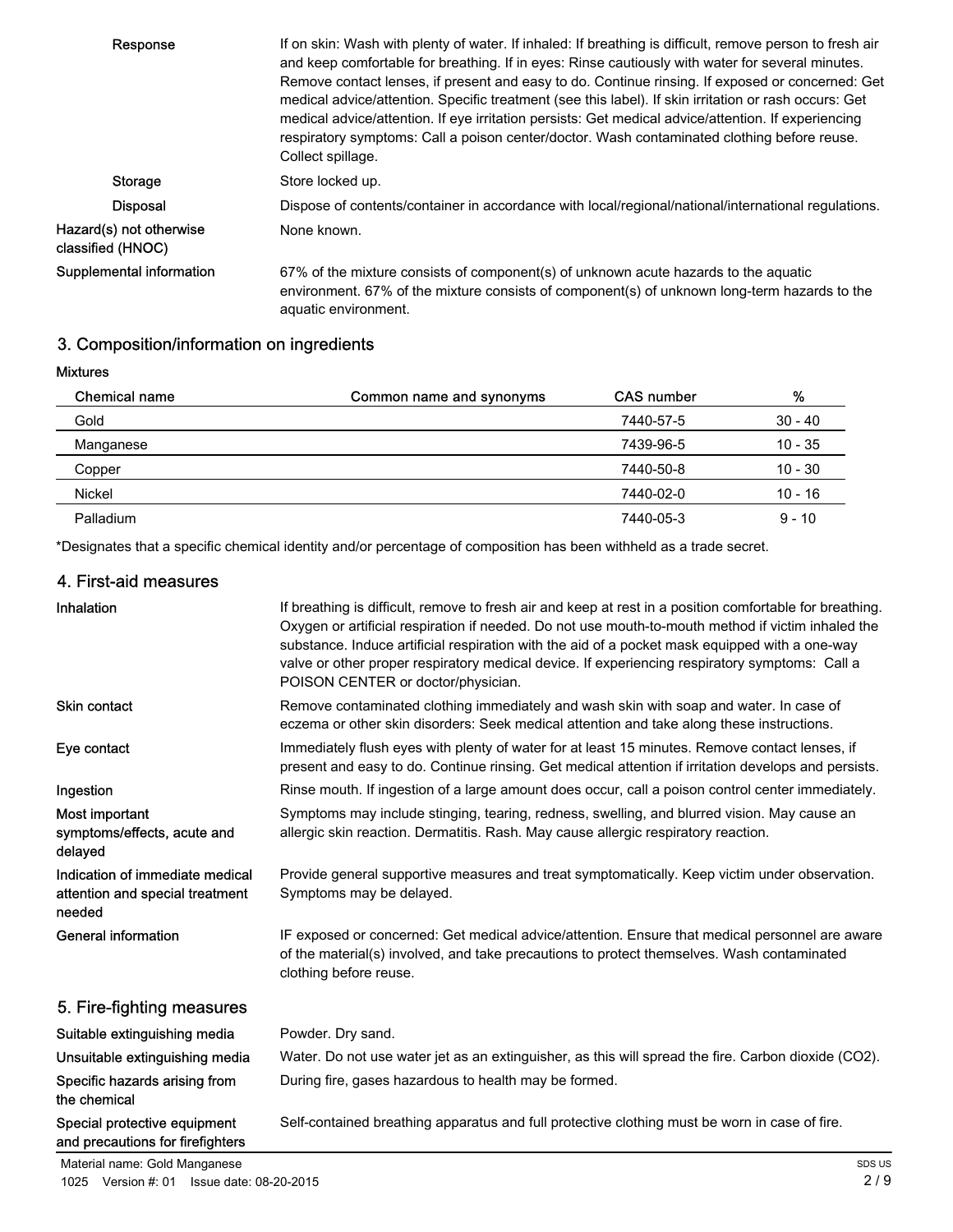**Response**

If on skin: Wash with plenty of water. If inhaled: If breathing is difficult, remove person to fresh air and keep comfortable for breathing. If in eyes: Rinse cautiously with water for several minutes. Remove contact lenses, if present and easy to do. Continue rinsing. If exposed or concerned: Get medical advice/attention. Specific treatment (see this label). If skin irritation or rash occurs: Get medical advice/attention. If eye irritation persists: Get medical advice/attention. If experiencing respiratory symptoms: Call a poison center/doctor. Wash contaminated clothing before reuse. Collect spillage.

**Storage**

Store locked up.

**Disposal**

Dispose of contents/container in accordance with local/regional/national/international regulations.

**Hazard(s) not otherwise classified (HNOC)**

None known.

**Supplemental information**

67% of the mixture consists of component(s) of unknown acute hazards to the aquatic environment. 67% of the mixture consists of component(s) of unknown long-term hazards to the aquatic environment.

## 3. Composition/information on ingredients

**Mixtures**

| Chemical name | Common name and synonyms | CAS number | % |
|---|---|---|---|
| Gold | | 7440-57-5 | 30 - 40 |
| Manganese | | 7439-96-5 | 10 - 35 |
| Copper | | 7440-50-8 | 10 - 30 |
| Nickel | | 7440-02-0 | 10 - 16 |
| Palladium | | 7440-05-3 | 9 - 10 |

*Designates that a specific chemical identity and/or percentage of composition has been withheld as a trade secret.

## 4. First-aid measures

**Inhalation**

If breathing is difficult, remove to fresh air and keep at rest in a position comfortable for breathing. Oxygen or artificial respiration if needed. Do not use mouth-to-mouth method if victim inhaled the substance. Induce artificial respiration with the aid of a pocket mask equipped with a one-way valve or other proper respiratory medical device. If experiencing respiratory symptoms: Call a POISON CENTER or doctor/physician.

**Skin contact**

Remove contaminated clothing immediately and wash skin with soap and water. In case of eczema or other skin disorders: Seek medical attention and take along these instructions.

**Eye contact**

Immediately flush eyes with plenty of water for at least 15 minutes. Remove contact lenses, if present and easy to do. Continue rinsing. Get medical attention if irritation develops and persists.

**Ingestion**

Rinse mouth. If ingestion of a large amount does occur, call a poison control center immediately.

**Most important symptoms/effects, acute and delayed**

Symptoms may include stinging, tearing, redness, swelling, and blurred vision. May cause an allergic skin reaction. Dermatitis. Rash. May cause allergic respiratory reaction.

**Indication of immediate medical attention and special treatment needed**

Provide general supportive measures and treat symptomatically. Keep victim under observation. Symptoms may be delayed.

**General information**

IF exposed or concerned: Get medical advice/attention. Ensure that medical personnel are aware of the material(s) involved, and take precautions to protect themselves. Wash contaminated clothing before reuse.

## 5. Fire-fighting measures

**Suitable extinguishing media**

Powder. Dry sand.

**Unsuitable extinguishing media**

Water. Do not use water jet as an extinguisher, as this will spread the fire. Carbon dioxide ($CO_2$).

**Specific hazards arising from the chemical**

During fire, gases hazardous to health may be formed.

**Special protective equipment and precautions for firefighters**

Self-contained breathing apparatus and full protective clothing must be worn in case of fire.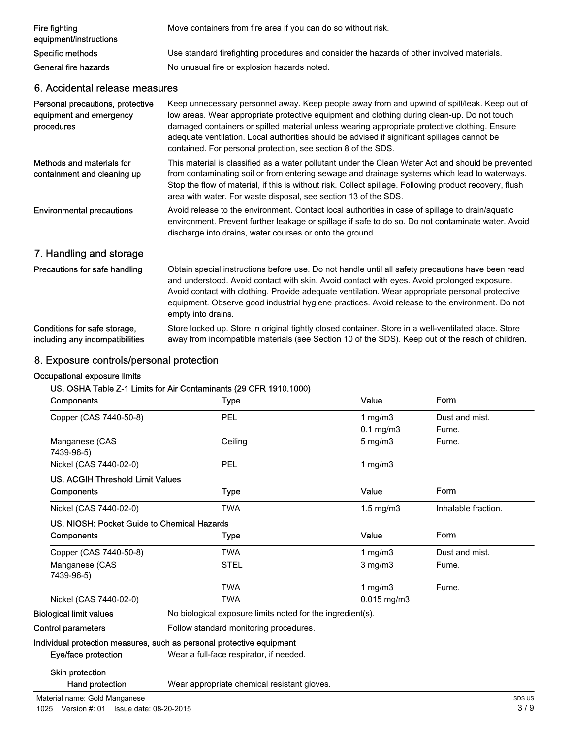| | |
|---|---|
| Fire fighting equipment/instructions | Move containers from fire area if you can do so without risk. |
| Specific methods | Use standard firefighting procedures and consider the hazards of other involved materials. |
| General fire hazards | No unusual fire or explosion hazards noted. |

## 6. Accidental release measures

| | |
|---|---|
| Personal precautions, protective equipment and emergency procedures | Keep unnecessary personnel away. Keep people away from and upwind of spill/leak. Keep out of low areas. Wear appropriate protective equipment and clothing during clean-up. Do not touch damaged containers or spilled material unless wearing appropriate protective clothing. Ensure adequate ventilation. Local authorities should be advised if significant spillages cannot be contained. For personal protection, see section 8 of the SDS. |
| Methods and materials for containment and cleaning up | This material is classified as a water pollutant under the Clean Water Act and should be prevented from contaminating soil or from entering sewage and drainage systems which lead to waterways. Stop the flow of material, if this is without risk. Collect spillage. Following product recovery, flush area with water. For waste disposal, see section 13 of the SDS. |
| Environmental precautions | Avoid release to the environment. Contact local authorities in case of spillage to drain/aquatic environment. Prevent further leakage or spillage if safe to do so. Do not contaminate water. Avoid discharge into drains, water courses or onto the ground. |

## 7. Handling and storage

| | |
|---|---|
| Precautions for safe handling | Obtain special instructions before use. Do not handle until all safety precautions have been read and understood. Avoid contact with skin. Avoid contact with eyes. Avoid prolonged exposure. Avoid contact with clothing. Provide adequate ventilation. Wear appropriate personal protective equipment. Observe good industrial hygiene practices. Avoid release to the environment. Do not empty into drains. |
| Conditions for safe storage, including any incompatibilities | Store locked up. Store in original tightly closed container. Store in a well-ventilated place. Store away from incompatible materials (see Section 10 of the SDS). Keep out of the reach of children. |

## 8. Exposure controls/personal protection

**Occupational exposure limits**

**US. OSHA Table Z-1 Limits for Air Contaminants (29 CFR 1910.1000)**

| Components | Type | Value | Form |
|---|---|---|---|
| Copper (CAS 7440-50-8) | PEL | 1 mg/m3 | Dust and mist. |
| | | 0.1 mg/m3 | Fume. |
| Manganese (CAS 7439-96-5) | Ceiling | 5 mg/m3 | Fume. |
| Nickel (CAS 7440-02-0) | PEL | 1 mg/m3 | |

**US. ACGIH Threshold Limit Values**

| Components | Type | Value | Form |
|---|---|---|---|
| Nickel (CAS 7440-02-0) | TWA | 1.5 mg/m3 | Inhalable fraction. |

**US. NIOSH: Pocket Guide to Chemical Hazards**

| Components | Type | Value | Form |
|---|---|---|---|
| Copper (CAS 7440-50-8) | TWA | 1 mg/m3 | Dust and mist. |
| Manganese (CAS 7439-96-5) | STEL | 3 mg/m3 | Fume. |
| | TWA | 1 mg/m3 | Fume. |
| Nickel (CAS 7440-02-0) | TWA | 0.015 mg/m3 | |

| | |
|---|---|
| Biological limit values | No biological exposure limits noted for the ingredient(s). |
| Control parameters | Follow standard monitoring procedures. |

**Individual protection measures, such as personal protective equipment**

| | |
|---|---|
| Eye/face protection | Wear a full-face respirator, if needed. |

**Skin protection**

| | |
|---|---|
| Hand protection | Wear appropriate chemical resistant gloves. |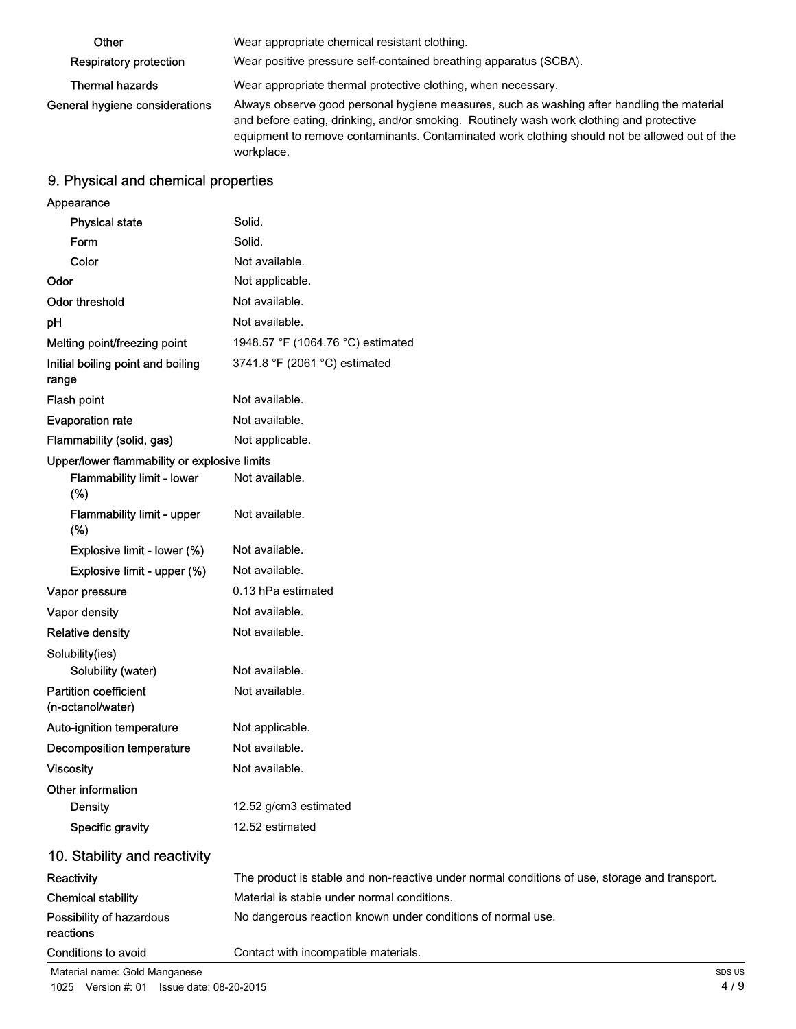| | |
|---|---|
| Other | Wear appropriate chemical resistant clothing. |
| Respiratory protection | Wear positive pressure self-contained breathing apparatus (SCBA). |
| Thermal hazards | Wear appropriate thermal protective clothing, when necessary. |
| General hygiene considerations | Always observe good personal hygiene measures, such as washing after handling the material and before eating, drinking, and/or smoking. Routinely wash work clothing and protective equipment to remove contaminants. Contaminated work clothing should not be allowed out of the workplace. |

## 9. Physical and chemical properties

| | |
|---|---|
| **Appearance** | |
| Physical state | Solid. |
| Form | Solid. |
| Color | Not available. |
| **Odor** | Not applicable. |
| **Odor threshold** | Not available. |
| **pH** | Not available. |
| **Melting point/freezing point** | 1948.57 °F (1064.76 °C) estimated |
| **Initial boiling point and boiling range** | 3741.8 °F (2061 °C) estimated |
| **Flash point** | Not available. |
| **Evaporation rate** | Not available. |
| **Flammability (solid, gas)** | Not applicable. |
| **Upper/lower flammability or explosive limits** | |
| Flammability limit - lower (%) | Not available. |
| Flammability limit - upper (%) | Not available. |
| Explosive limit - lower (%) | Not available. |
| Explosive limit - upper (%) | Not available. |
| **Vapor pressure** | 0.13 hPa estimated |
| **Vapor density** | Not available. |
| **Relative density** | Not available. |
| **Solubility(ies)** | |
| Solubility (water) | Not available. |
| **Partition coefficient (n-octanol/water)** | Not available. |
| **Auto-ignition temperature** | Not applicable. |
| **Decomposition temperature** | Not available. |
| **Viscosity** | Not available. |
| **Other information** | |
| Density | 12.52 g/cm3 estimated |
| Specific gravity | 12.52 estimated |

## 10. Stability and reactivity

| | |
|---|---|
| **Reactivity** | The product is stable and non-reactive under normal conditions of use, storage and transport. |
| **Chemical stability** | Material is stable under normal conditions. |
| **Possibility of hazardous reactions** | No dangerous reaction known under conditions of normal use. |
| **Conditions to avoid** | Contact with incompatible materials. |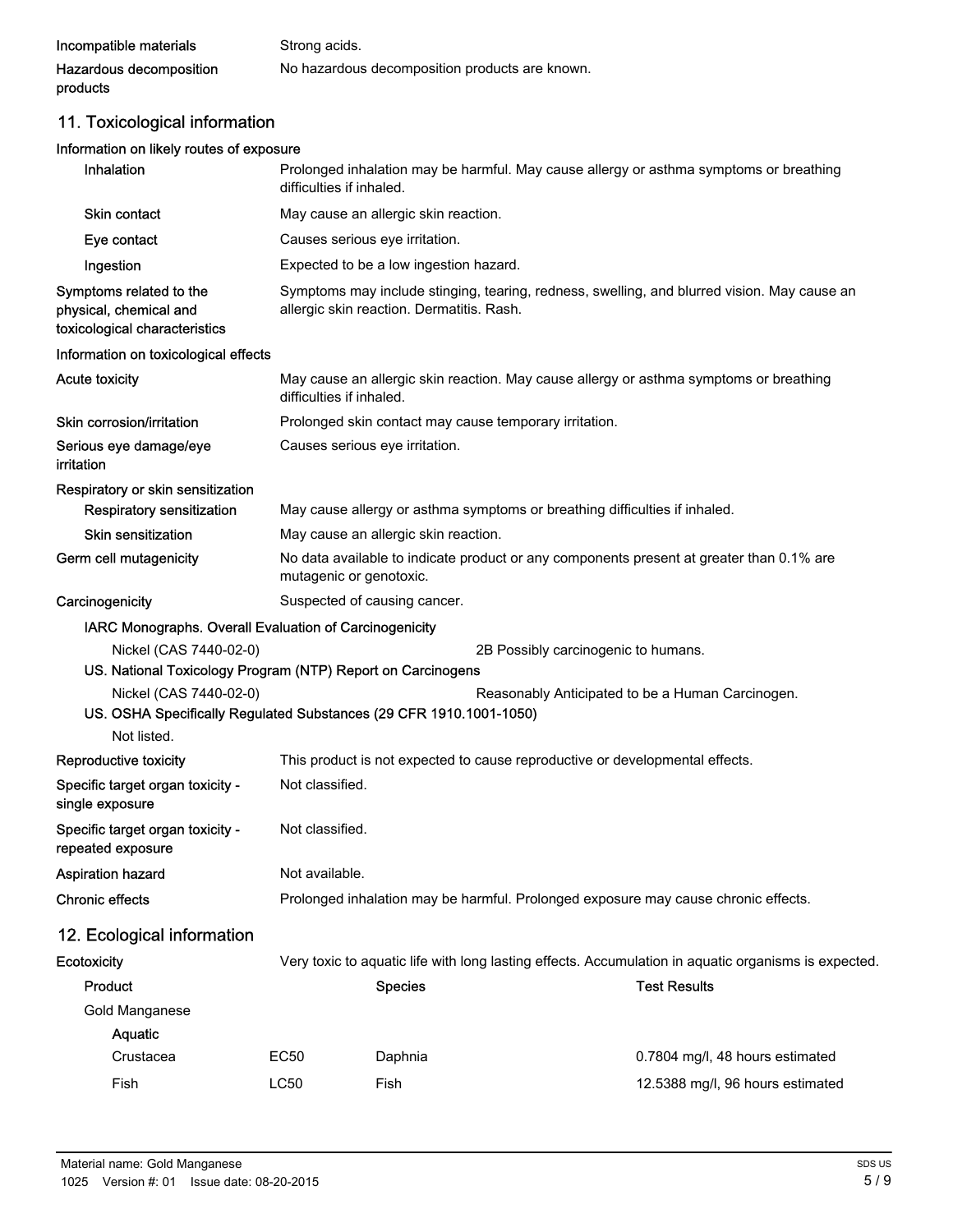| | |
|---|---|
| Incompatible materials | Strong acids. |
| Hazardous decomposition products | No hazardous decomposition products are known. |

## 11. Toxicological information

**Information on likely routes of exposure**

| | |
|---|---|
| Inhalation | Prolonged inhalation may be harmful. May cause allergy or asthma symptoms or breathing difficulties if inhaled. |
| Skin contact | May cause an allergic skin reaction. |
| Eye contact | Causes serious eye irritation. |
| Ingestion | Expected to be a low ingestion hazard. |
| Symptoms related to the physical, chemical and toxicological characteristics | Symptoms may include stinging, tearing, redness, swelling, and blurred vision. May cause an allergic skin reaction. Dermatitis. Rash. |

**Information on toxicological effects**

| | |
|---|---|
| Acute toxicity | May cause an allergic skin reaction. May cause allergy or asthma symptoms or breathing difficulties if inhaled. |
| Skin corrosion/irritation | Prolonged skin contact may cause temporary irritation. |
| Serious eye damage/eye irritation | Causes serious eye irritation. |

**Respiratory or skin sensitization**

| | |
|---|---|
| Respiratory sensitization | May cause allergy or asthma symptoms or breathing difficulties if inhaled. |
| Skin sensitization | May cause an allergic skin reaction. |
| Germ cell mutagenicity | No data available to indicate product or any components present at greater than 0.1% are mutagenic or genotoxic. |
| Carcinogenicity | Suspected of causing cancer. |

**IARC Monographs. Overall Evaluation of Carcinogenicity**

| | |
|---|---|
| Nickel (CAS 7440-02-0) | 2B Possibly carcinogenic to humans. |

**US. National Toxicology Program (NTP) Report on Carcinogens**

| | |
|---|---|
| Nickel (CAS 7440-02-0) | Reasonably Anticipated to be a Human Carcinogen. |

**US. OSHA Specifically Regulated Substances (29 CFR 1910.1001-1050)**

Not listed.

| | |
|---|---|
| Reproductive toxicity | This product is not expected to cause reproductive or developmental effects. |
| Specific target organ toxicity - single exposure | Not classified. |
| Specific target organ toxicity - repeated exposure | Not classified. |
| Aspiration hazard | Not available. |
| Chronic effects | Prolonged inhalation may be harmful. Prolonged exposure may cause chronic effects. |

## 12. Ecological information

**Ecotoxicity** Very toxic to aquatic life with long lasting effects. Accumulation in aquatic organisms is expected.

| Product | | Species | Test Results |
|---|---|---|---|
| Gold Manganese | | | |
| Aquatic | | | |
| Crustacea | EC50 | Daphnia | 0.7804 mg/l, 48 hours estimated |
| Fish | LC50 | Fish | 12.5388 mg/l, 96 hours estimated |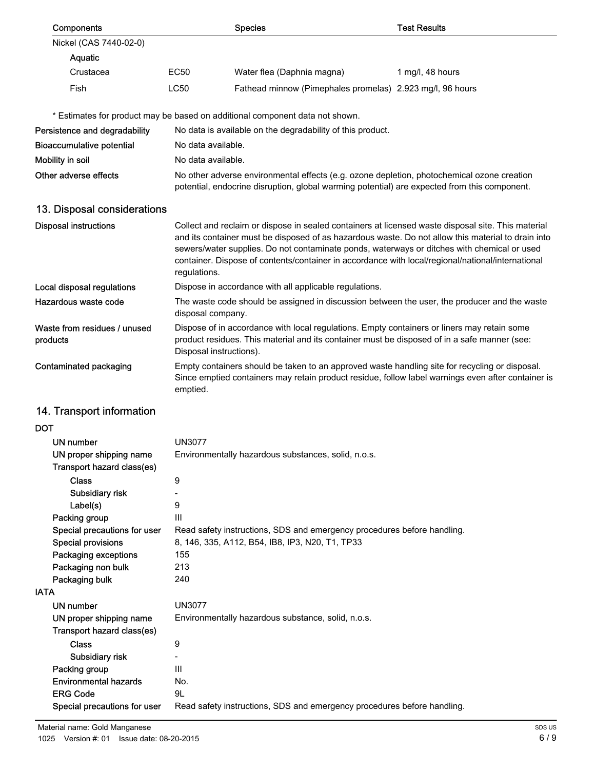| Components | | Species | Test Results |
|---|---|---|---|
| Nickel (CAS 7440-02-0) | | | |
| Aquatic | | | |
| Crustacea | EC50 | Water flea (Daphnia magna) | 1 mg/l, 48 hours |
| Fish | LC50 | Fathead minnow (Pimephales promelas) | 2.923 mg/l, 96 hours |

* Estimates for product may be based on additional component data not shown.

**Persistence and degradability** No data is available on the degradability of this product.

**Bioaccumulative potential** No data available.

**Mobility in soil** No data available.

**Other adverse effects** No other adverse environmental effects (e.g. ozone depletion, photochemical ozone creation potential, endocrine disruption, global warming potential) are expected from this component.

## 13. Disposal considerations

**Disposal instructions** Collect and reclaim or dispose in sealed containers at licensed waste disposal site. This material and its container must be disposed of as hazardous waste. Do not allow this material to drain into sewers/water supplies. Do not contaminate ponds, waterways or ditches with chemical or used container. Dispose of contents/container in accordance with local/regional/national/international regulations.

**Local disposal regulations** Dispose in accordance with all applicable regulations.

**Hazardous waste code** The waste code should be assigned in discussion between the user, the producer and the waste disposal company.

**Waste from residues / unused products** Dispose of in accordance with local regulations. Empty containers or liners may retain some product residues. This material and its container must be disposed of in a safe manner (see: Disposal instructions).

**Contaminated packaging** Empty containers should be taken to an approved waste handling site for recycling or disposal. Since emptied containers may retain product residue, follow label warnings even after container is emptied.

## 14. Transport information

**DOT**

- **UN number** UN3077
- **UN proper shipping name** Environmentally hazardous substances, solid, n.o.s.
- **Transport hazard class(es)**
  - **Class** 9
  - **Subsidiary risk** -
  - **Label(s)** 9
- **Packing group** III
- **Special precautions for user** Read safety instructions, SDS and emergency procedures before handling.
- **Special provisions** 8, 146, 335, A112, B54, IB8, IP3, N20, T1, TP33
- **Packaging exceptions** 155
- **Packaging non bulk** 213
- **Packaging bulk** 240

**IATA**

- **UN number** UN3077
- **UN proper shipping name** Environmentally hazardous substance, solid, n.o.s.
- **Transport hazard class(es)**
  - **Class** 9
  - **Subsidiary risk** -
- **Packing group** III
- **Environmental hazards** No.
- **ERG Code** 9L
- **Special precautions for user** Read safety instructions, SDS and emergency procedures before handling.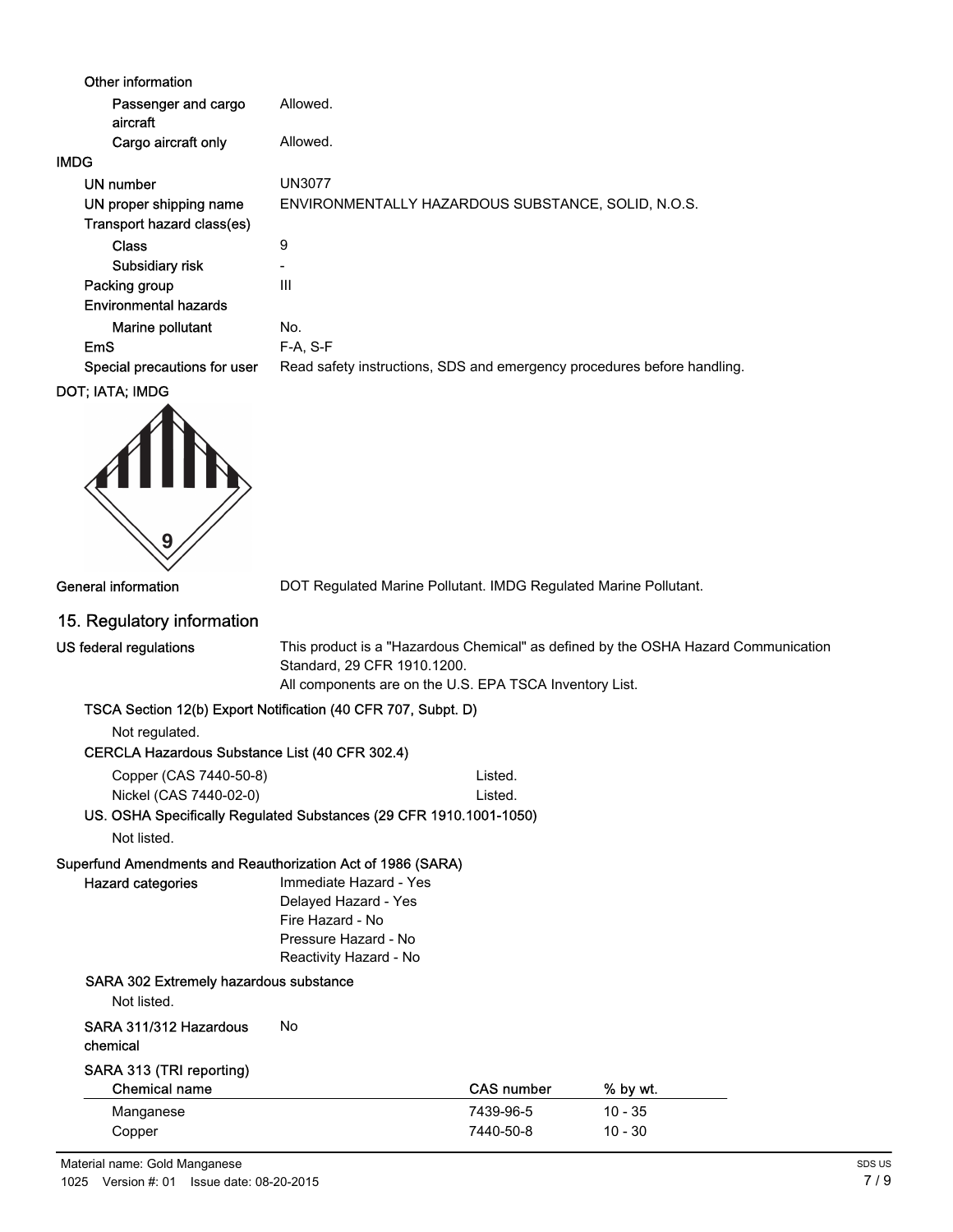**Other information**

| | |
|---|---|
| Passenger and cargo aircraft | Allowed. |
| Cargo aircraft only | Allowed. |

**IMDG**

| | |
|---|---|
| UN number | UN3077 |
| UN proper shipping name | ENVIRONMENTALLY HAZARDOUS SUBSTANCE, SOLID, N.O.S. |
| Transport hazard class(es) | |
| Class | 9 |
| Subsidiary risk | - |
| Packing group | III |
| Environmental hazards | |
| Marine pollutant | No. |
| EmS | F-A, S-F |
| Special precautions for user | Read safety instructions, SDS and emergency procedures before handling. |

**DOT; IATA; IMDG**

**General information** DOT Regulated Marine Pollutant. IMDG Regulated Marine Pollutant.

## 15. Regulatory information

**US federal regulations** This product is a "Hazardous Chemical" as defined by the OSHA Hazard Communication Standard, 29 CFR 1910.1200.
All components are on the U.S. EPA TSCA Inventory List.

**TSCA Section 12(b) Export Notification (40 CFR 707, Subpt. D)**

Not regulated.

**CERCLA Hazardous Substance List (40 CFR 302.4)**

| | |
|---|---|
| Copper (CAS 7440-50-8) | Listed. |
| Nickel (CAS 7440-02-0) | Listed. |

**US. OSHA Specifically Regulated Substances (29 CFR 1910.1001-1050)**

Not listed.

**Superfund Amendments and Reauthorization Act of 1986 (SARA)**

**Hazard categories**
Immediate Hazard - Yes
Delayed Hazard - Yes
Fire Hazard - No
Pressure Hazard - No
Reactivity Hazard - No

**SARA 302 Extremely hazardous substance**

Not listed.

**SARA 311/312 Hazardous chemical** No

**SARA 313 (TRI reporting)**

| Chemical name | CAS number | % by wt. |
|---|---|---|
| Manganese | 7439-96-5 | 10 - 35 |
| Copper | 7440-50-8 | 10 - 30 |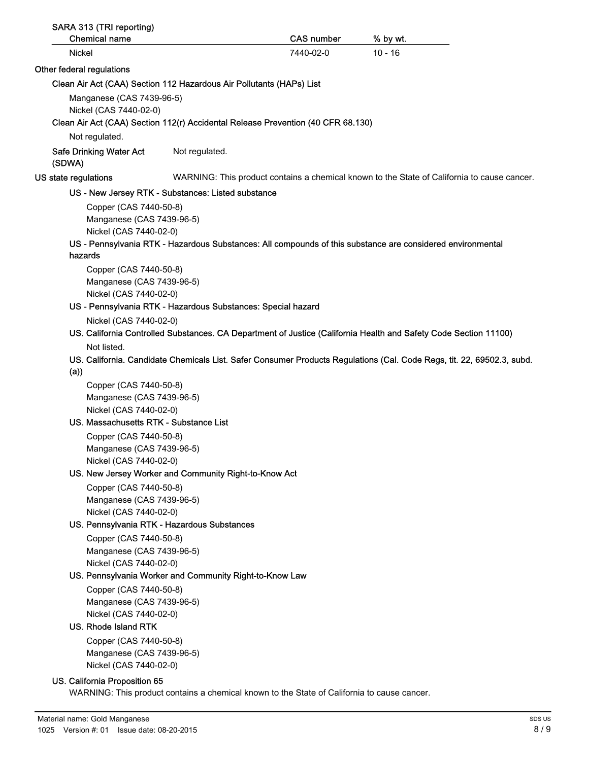SARA 313 (TRI reporting)

| Chemical name | CAS number | % by wt. |
| --- | --- | --- |
| Nickel | 7440-02-0 | 10 - 16 |

**Other federal regulations**

**Clean Air Act (CAA) Section 112 Hazardous Air Pollutants (HAPs) List**

Manganese (CAS 7439-96-5)
Nickel (CAS 7440-02-0)

**Clean Air Act (CAA) Section 112(r) Accidental Release Prevention (40 CFR 68.130)**

Not regulated.

**Safe Drinking Water Act (SDWA)** Not regulated.

**US state regulations** WARNING: This product contains a chemical known to the State of California to cause cancer.

**US - New Jersey RTK - Substances: Listed substance**

Copper (CAS 7440-50-8)
Manganese (CAS 7439-96-5)
Nickel (CAS 7440-02-0)

**US - Pennsylvania RTK - Hazardous Substances: All compounds of this substance are considered environmental hazards**

Copper (CAS 7440-50-8)
Manganese (CAS 7439-96-5)
Nickel (CAS 7440-02-0)

**US - Pennsylvania RTK - Hazardous Substances: Special hazard**

Nickel (CAS 7440-02-0)

**US. California Controlled Substances. CA Department of Justice (California Health and Safety Code Section 11100)**

Not listed.

**US. California. Candidate Chemicals List. Safer Consumer Products Regulations (Cal. Code Regs, tit. 22, 69502.3, subd. (a))**

Copper (CAS 7440-50-8)
Manganese (CAS 7439-96-5)
Nickel (CAS 7440-02-0)

**US. Massachusetts RTK - Substance List**

Copper (CAS 7440-50-8)
Manganese (CAS 7439-96-5)
Nickel (CAS 7440-02-0)

**US. New Jersey Worker and Community Right-to-Know Act**

Copper (CAS 7440-50-8)
Manganese (CAS 7439-96-5)
Nickel (CAS 7440-02-0)

**US. Pennsylvania RTK - Hazardous Substances**

Copper (CAS 7440-50-8)
Manganese (CAS 7439-96-5)
Nickel (CAS 7440-02-0)

**US. Pennsylvania Worker and Community Right-to-Know Law**

Copper (CAS 7440-50-8)
Manganese (CAS 7439-96-5)
Nickel (CAS 7440-02-0)

**US. Rhode Island RTK**

Copper (CAS 7440-50-8)
Manganese (CAS 7439-96-5)
Nickel (CAS 7440-02-0)

**US. California Proposition 65**

WARNING: This product contains a chemical known to the State of California to cause cancer.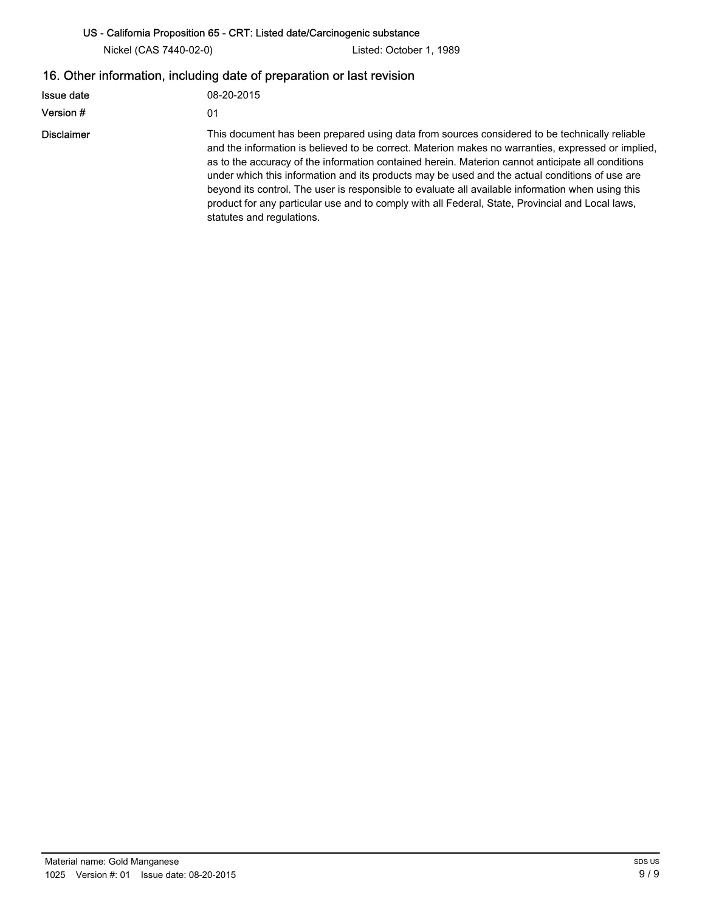**US - California Proposition 65 - CRT: Listed date/Carcinogenic substance**

| | |
|---|---|
| Nickel (CAS 7440-02-0) | Listed: October 1, 1989 |

## 16. Other information, including date of preparation or last revision

| | |
|---|---|
| **Issue date** | 08-20-2015 |
| **Version #** | 01 |
| **Disclaimer** | This document has been prepared using data from sources considered to be technically reliable and the information is believed to be correct. Materion makes no warranties, expressed or implied, as to the accuracy of the information contained herein. Materion cannot anticipate all conditions under which this information and its products may be used and the actual conditions of use are beyond its control. The user is responsible to evaluate all available information when using this product for any particular use and to comply with all Federal, State, Provincial and Local laws, statutes and regulations. |